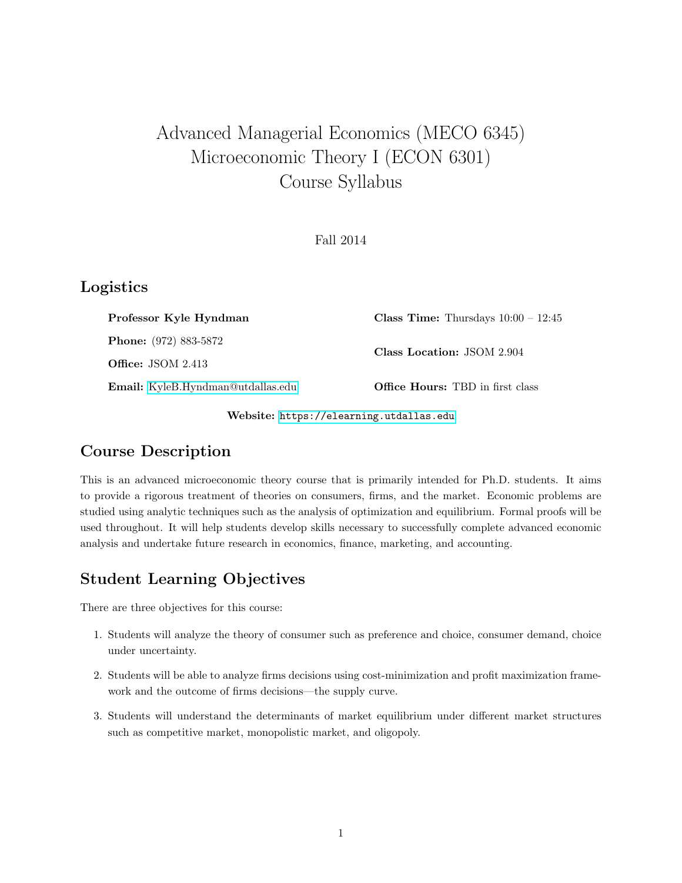# Advanced Managerial Economics (MECO 6345)
# Microeconomic Theory I (ECON 6301)
# Course Syllabus

Fall 2014

## Logistics

**Professor Kyle Hyndman**

**Phone:** (972) 883-5872

**Office:** JSOM 2.413

**Email:** KyleB.Hyndman@utdallas.edu

**Class Time:** Thursdays 10:00 – 12:45

**Class Location:** JSOM 2.904

**Office Hours:** TBD in first class

**Website:** `https://elearning.utdallas.edu`

## Course Description

This is an advanced microeconomic theory course that is primarily intended for Ph.D. students. It aims to provide a rigorous treatment of theories on consumers, firms, and the market. Economic problems are studied using analytic techniques such as the analysis of optimization and equilibrium. Formal proofs will be used throughout. It will help students develop skills necessary to successfully complete advanced economic analysis and undertake future research in economics, finance, marketing, and accounting.

## Student Learning Objectives

There are three objectives for this course:

1. Students will analyze the theory of consumer such as preference and choice, consumer demand, choice under uncertainty.
2. Students will be able to analyze firms decisions using cost-minimization and profit maximization framework and the outcome of firms decisions—the supply curve.
3. Students will understand the determinants of market equilibrium under different market structures such as competitive market, monopolistic market, and oligopoly.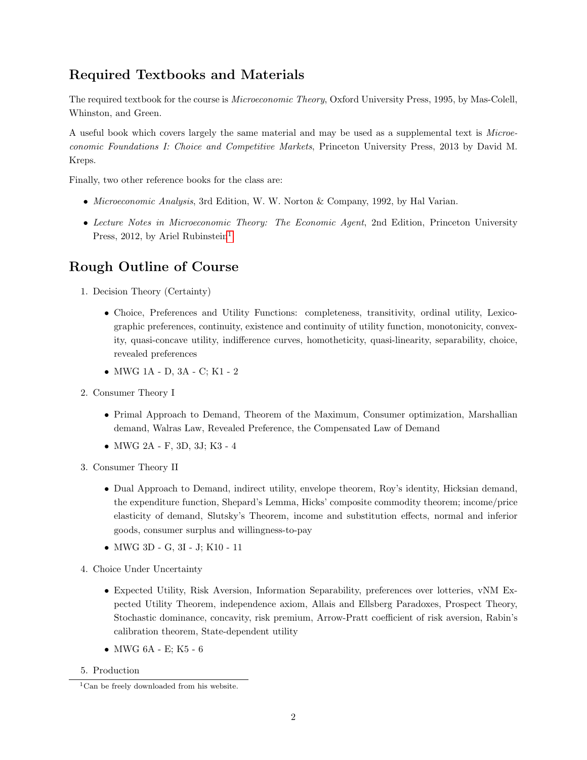## Required Textbooks and Materials

The required textbook for the course is *Microeconomic Theory*, Oxford University Press, 1995, by Mas-Colell, Whinston, and Green.

A useful book which covers largely the same material and may be used as a supplemental text is *Microeconomic Foundations I: Choice and Competitive Markets*, Princeton University Press, 2013 by David M. Kreps.

Finally, two other reference books for the class are:

- *Microeconomic Analysis*, 3rd Edition, W. W. Norton & Company, 1992, by Hal Varian.
- *Lecture Notes in Microeconomic Theory: The Economic Agent*, 2nd Edition, Princeton University Press, 2012, by Ariel Rubinstein[1]

## Rough Outline of Course

1. Decision Theory (Certainty)
   - Choice, Preferences and Utility Functions: completeness, transitivity, ordinal utility, Lexicographic preferences, continuity, existence and continuity of utility function, monotonicity, convexity, quasi-concave utility, indifference curves, homotheticity, quasi-linearity, separability, choice, revealed preferences
   - MWG 1A - D, 3A - C; K1 - 2
2. Consumer Theory I
   - Primal Approach to Demand, Theorem of the Maximum, Consumer optimization, Marshallian demand, Walras Law, Revealed Preference, the Compensated Law of Demand
   - MWG 2A - F, 3D, 3J; K3 - 4
3. Consumer Theory II
   - Dual Approach to Demand, indirect utility, envelope theorem, Roy's identity, Hicksian demand, the expenditure function, Shepard's Lemma, Hicks' composite commodity theorem; income/price elasticity of demand, Slutsky's Theorem, income and substitution effects, normal and inferior goods, consumer surplus and willingness-to-pay
   - MWG 3D - G, 3I - J; K10 - 11
4. Choice Under Uncertainty
   - Expected Utility, Risk Aversion, Information Separability, preferences over lotteries, vNM Expected Utility Theorem, independence axiom, Allais and Ellsberg Paradoxes, Prospect Theory, Stochastic dominance, concavity, risk premium, Arrow-Pratt coefficient of risk aversion, Rabin's calibration theorem, State-dependent utility
   - MWG 6A - E; K5 - 6
5. Production

[1] Can be freely downloaded from his website.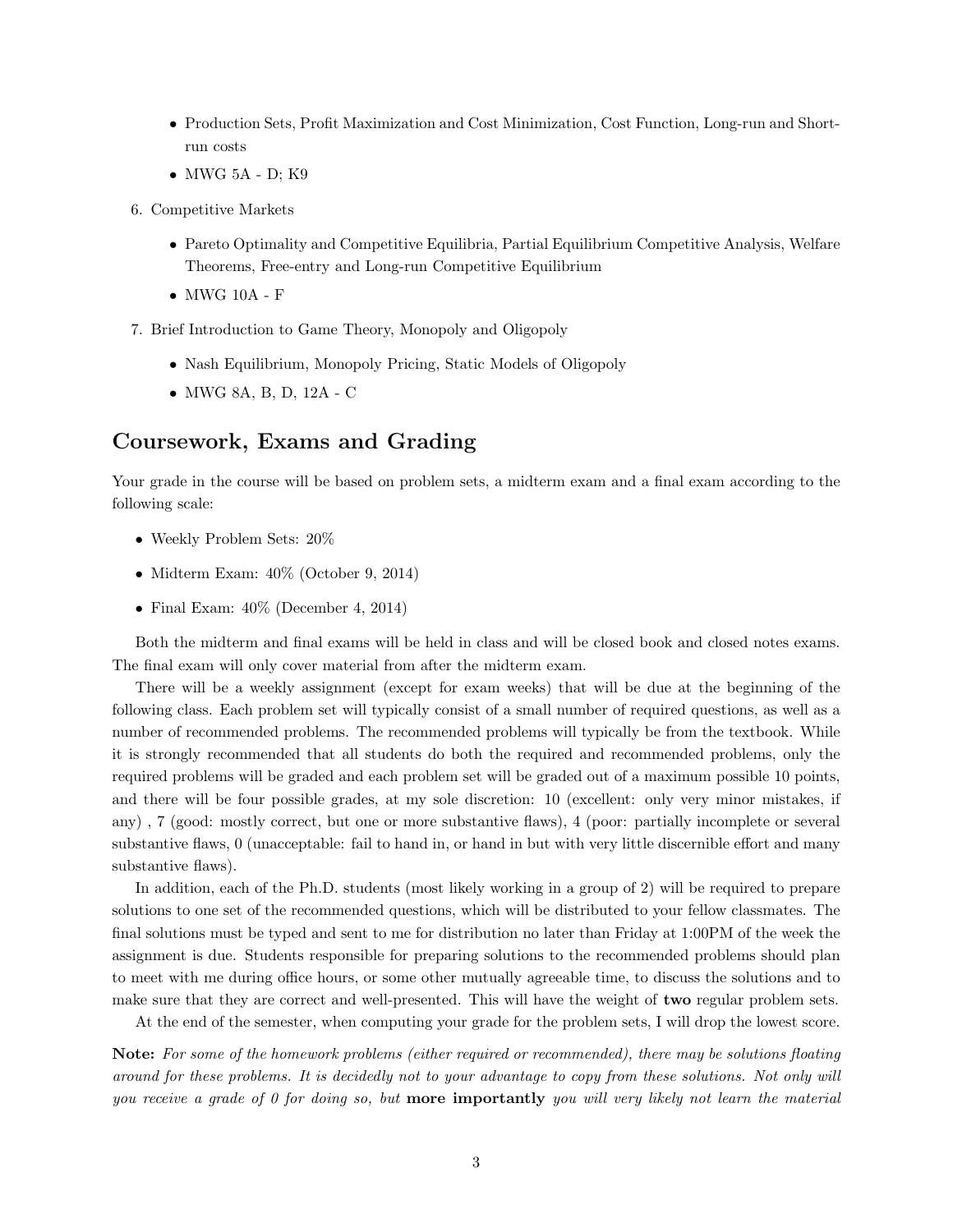- Production Sets, Profit Maximization and Cost Minimization, Cost Function, Long-run and Short-run costs
- MWG 5A - D; K9

6. Competitive Markets
   - Pareto Optimality and Competitive Equilibria, Partial Equilibrium Competitive Analysis, Welfare Theorems, Free-entry and Long-run Competitive Equilibrium
   - MWG 10A - F

7. Brief Introduction to Game Theory, Monopoly and Oligopoly
   - Nash Equilibrium, Monopoly Pricing, Static Models of Oligopoly
   - MWG 8A, B, D, 12A - C

## Coursework, Exams and Grading

Your grade in the course will be based on problem sets, a midterm exam and a final exam according to the following scale:

- Weekly Problem Sets: 20%
- Midterm Exam: 40% (October 9, 2014)
- Final Exam: 40% (December 4, 2014)

Both the midterm and final exams will be held in class and will be closed book and closed notes exams. The final exam will only cover material from after the midterm exam.

There will be a weekly assignment (except for exam weeks) that will be due at the beginning of the following class. Each problem set will typically consist of a small number of required questions, as well as a number of recommended problems. The recommended problems will typically be from the textbook. While it is strongly recommended that all students do both the required and recommended problems, only the required problems will be graded and each problem set will be graded out of a maximum possible 10 points, and there will be four possible grades, at my sole discretion: 10 (excellent: only very minor mistakes, if any) , 7 (good: mostly correct, but one or more substantive flaws), 4 (poor: partially incomplete or several substantive flaws, 0 (unacceptable: fail to hand in, or hand in but with very little discernible effort and many substantive flaws).

In addition, each of the Ph.D. students (most likely working in a group of 2) will be required to prepare solutions to one set of the recommended questions, which will be distributed to your fellow classmates. The final solutions must be typed and sent to me for distribution no later than Friday at 1:00PM of the week the assignment is due. Students responsible for preparing solutions to the recommended problems should plan to meet with me during office hours, or some other mutually agreeable time, to discuss the solutions and to make sure that they are correct and well-presented. This will have the weight of **two** regular problem sets.

At the end of the semester, when computing your grade for the problem sets, I will drop the lowest score.

**Note:** *For some of the homework problems (either required or recommended), there may be solutions floating around for these problems. It is decidedly not to your advantage to copy from these solutions. Not only will you receive a grade of 0 for doing so, but* **more importantly** *you will very likely not learn the material*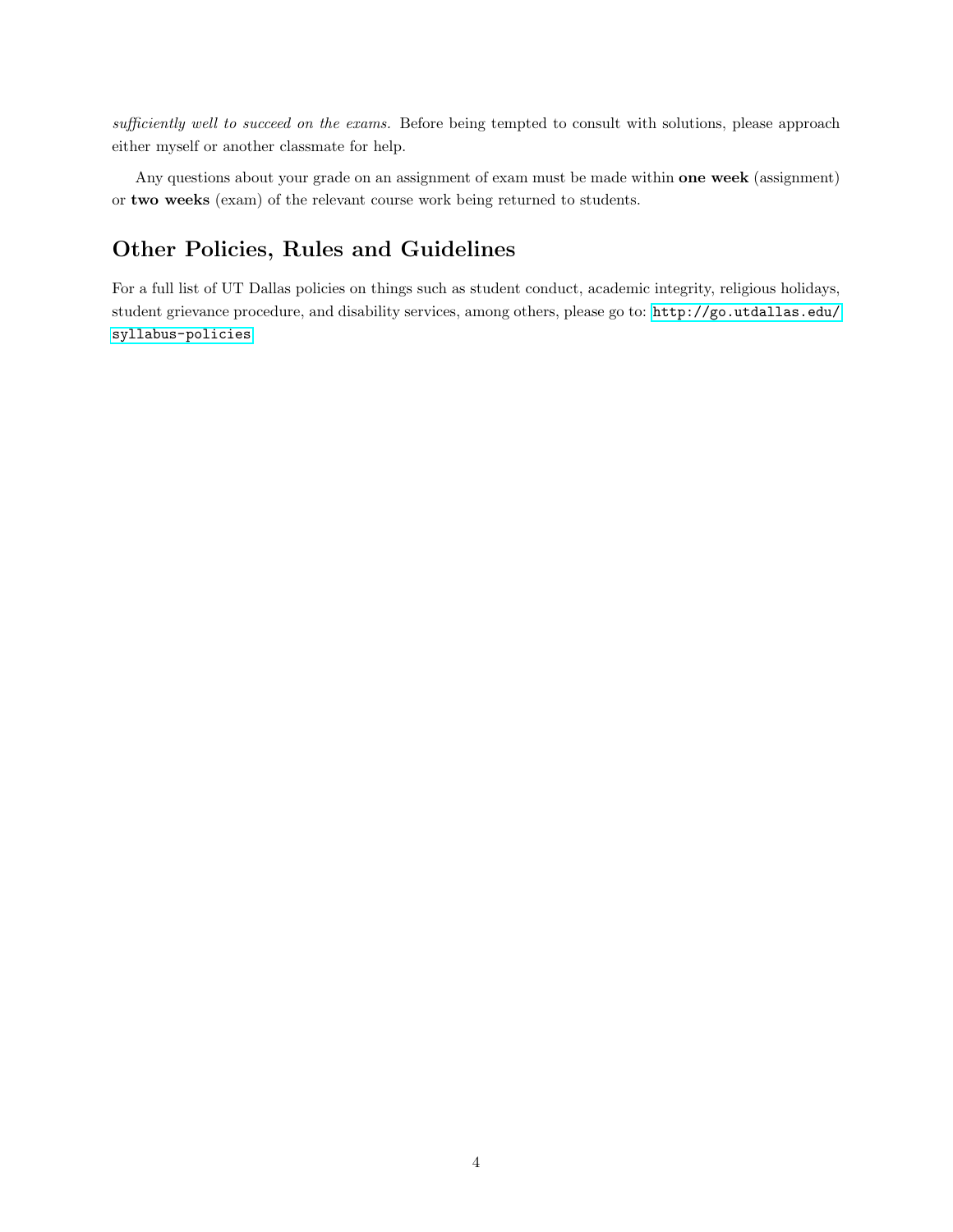*sufficiently well to succeed on the exams.* Before being tempted to consult with solutions, please approach either myself or another classmate for help.

Any questions about your grade on an assignment of exam must be made within **one week** (assignment) or **two weeks** (exam) of the relevant course work being returned to students.

## Other Policies, Rules and Guidelines

For a full list of UT Dallas policies on things such as student conduct, academic integrity, religious holidays, student grievance procedure, and disability services, among others, please go to: http://go.utdallas.edu/syllabus-policies